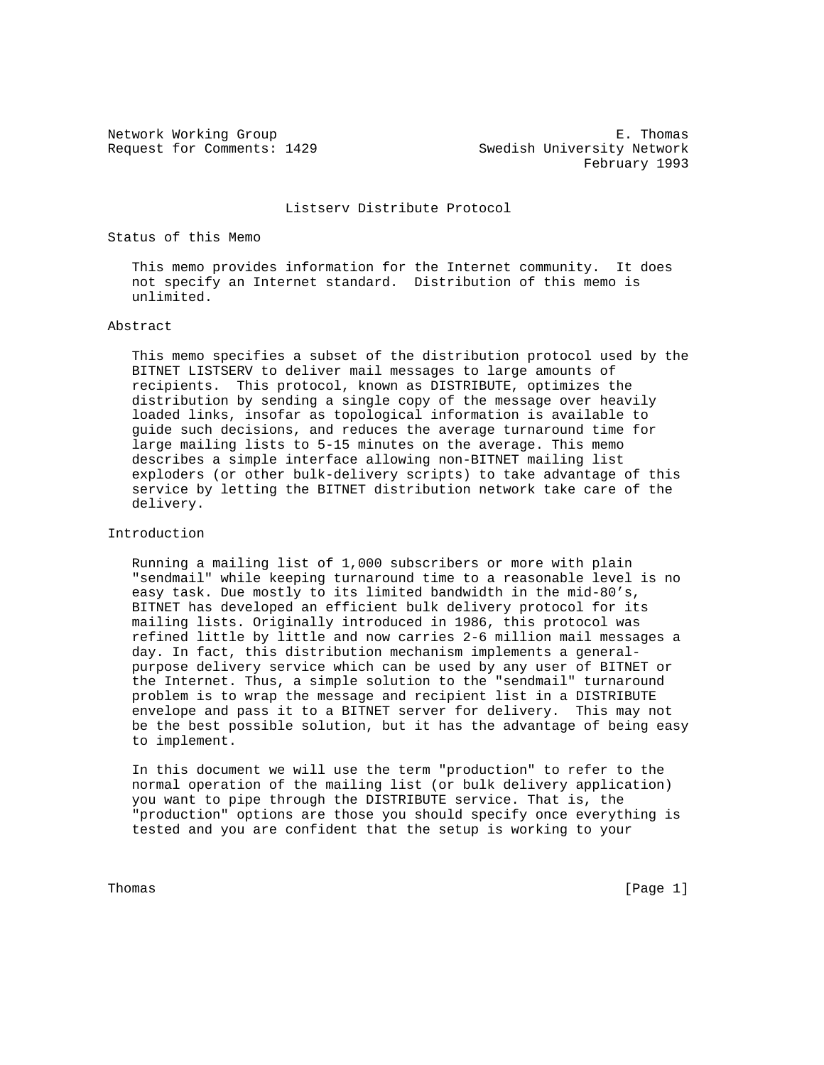Network Working Group E. Thomas
Request for Comments: 1429 Swedish University Network
February 1993

# Listserv Distribute Protocol

## Status of this Memo

This memo provides information for the Internet community. It does not specify an Internet standard. Distribution of this memo is unlimited.

## Abstract

This memo specifies a subset of the distribution protocol used by the BITNET LISTSERV to deliver mail messages to large amounts of recipients. This protocol, known as DISTRIBUTE, optimizes the distribution by sending a single copy of the message over heavily loaded links, insofar as topological information is available to guide such decisions, and reduces the average turnaround time for large mailing lists to 5-15 minutes on the average. This memo describes a simple interface allowing non-BITNET mailing list exploders (or other bulk-delivery scripts) to take advantage of this service by letting the BITNET distribution network take care of the delivery.

## Introduction

Running a mailing list of 1,000 subscribers or more with plain "sendmail" while keeping turnaround time to a reasonable level is no easy task. Due mostly to its limited bandwidth in the mid-80's, BITNET has developed an efficient bulk delivery protocol for its mailing lists. Originally introduced in 1986, this protocol was refined little by little and now carries 2-6 million mail messages a day. In fact, this distribution mechanism implements a general-purpose delivery service which can be used by any user of BITNET or the Internet. Thus, a simple solution to the "sendmail" turnaround problem is to wrap the message and recipient list in a DISTRIBUTE envelope and pass it to a BITNET server for delivery. This may not be the best possible solution, but it has the advantage of being easy to implement.

In this document we will use the term "production" to refer to the normal operation of the mailing list (or bulk delivery application) you want to pipe through the DISTRIBUTE service. That is, the "production" options are those you should specify once everything is tested and you are confident that the setup is working to your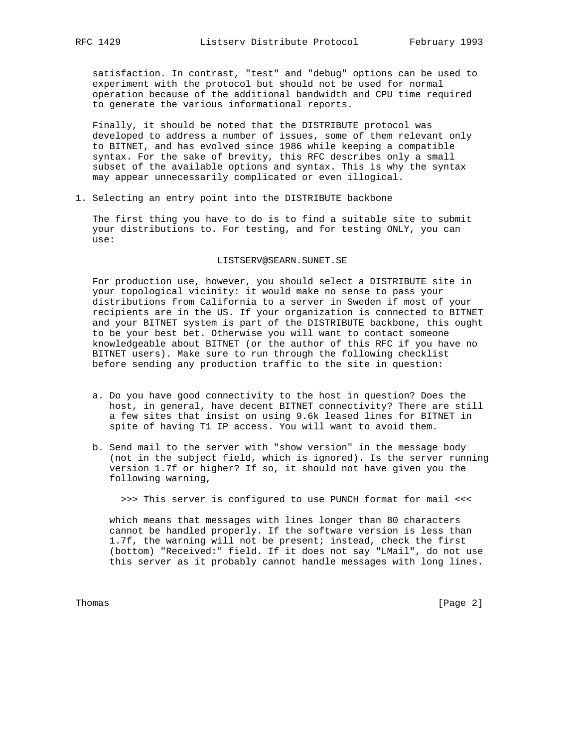satisfaction. In contrast, "test" and "debug" options can be used to experiment with the protocol but should not be used for normal operation because of the additional bandwidth and CPU time required to generate the various informational reports.

Finally, it should be noted that the DISTRIBUTE protocol was developed to address a number of issues, some of them relevant only to BITNET, and has evolved since 1986 while keeping a compatible syntax. For the sake of brevity, this RFC describes only a small subset of the available options and syntax. This is why the syntax may appear unnecessarily complicated or even illogical.

## 1. Selecting an entry point into the DISTRIBUTE backbone

The first thing you have to do is to find a suitable site to submit your distributions to. For testing, and for testing ONLY, you can use:

```
LISTSERV@SEARN.SUNET.SE
```

For production use, however, you should select a DISTRIBUTE site in your topological vicinity: it would make no sense to pass your distributions from California to a server in Sweden if most of your recipients are in the US. If your organization is connected to BITNET and your BITNET system is part of the DISTRIBUTE backbone, this ought to be your best bet. Otherwise you will want to contact someone knowledgeable about BITNET (or the author of this RFC if you have no BITNET users). Make sure to run through the following checklist before sending any production traffic to the site in question:

a. Do you have good connectivity to the host in question? Does the host, in general, have decent BITNET connectivity? There are still a few sites that insist on using 9.6k leased lines for BITNET in spite of having T1 IP access. You will want to avoid them.

b. Send mail to the server with "show version" in the message body (not in the subject field, which is ignored). Is the server running version 1.7f or higher? If so, it should not have given you the following warning,

   ```
   >>> This server is configured to use PUNCH format for mail <<<
   ```

   which means that messages with lines longer than 80 characters cannot be handled properly. If the software version is less than 1.7f, the warning will not be present; instead, check the first (bottom) "Received:" field. If it does not say "LMail", do not use this server as it probably cannot handle messages with long lines.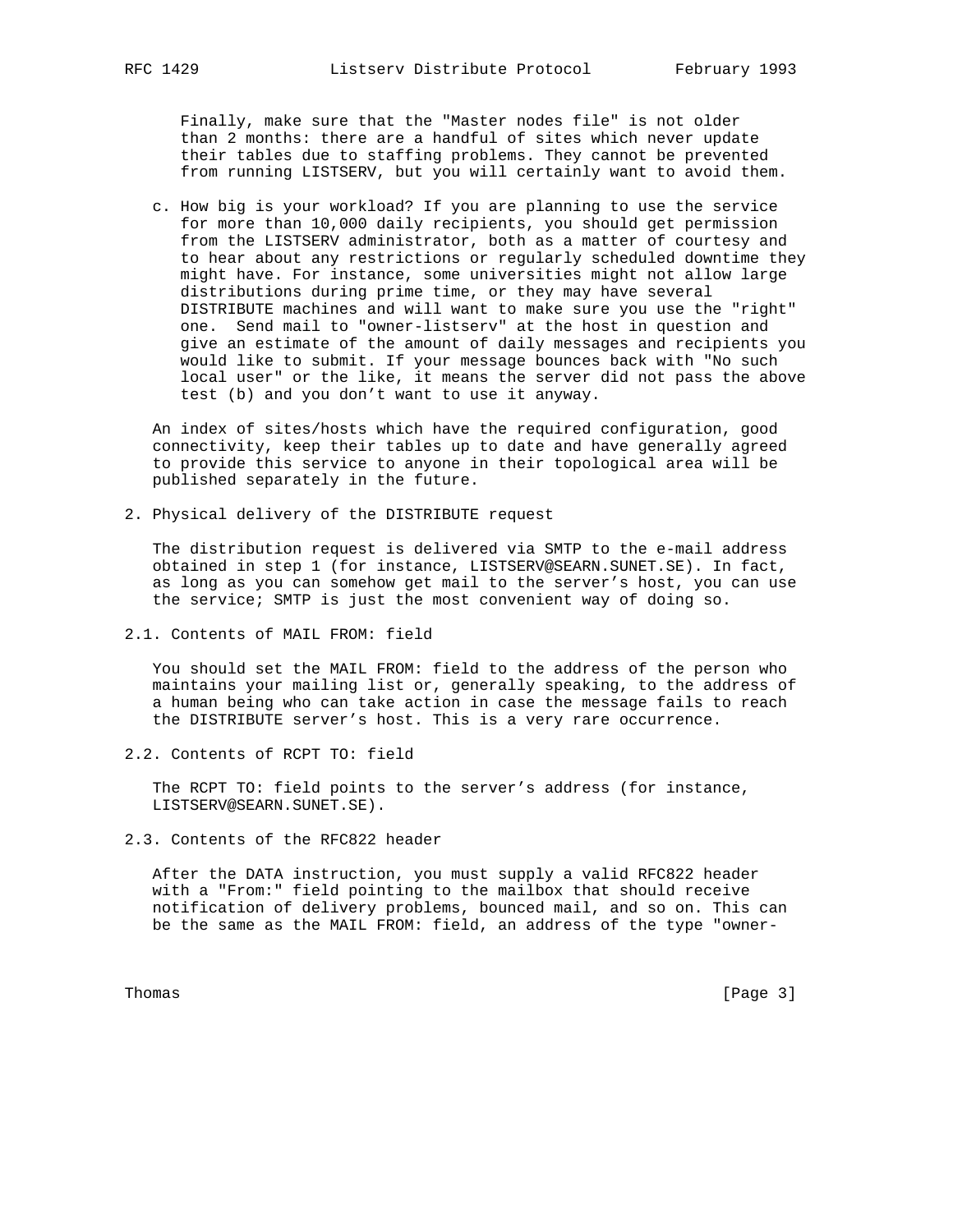Finally, make sure that the "Master nodes file" is not older than 2 months: there are a handful of sites which never update their tables due to staffing problems. They cannot be prevented from running LISTSERV, but you will certainly want to avoid them.

c. How big is your workload? If you are planning to use the service for more than 10,000 daily recipients, you should get permission from the LISTSERV administrator, both as a matter of courtesy and to hear about any restrictions or regularly scheduled downtime they might have. For instance, some universities might not allow large distributions during prime time, or they may have several DISTRIBUTE machines and will want to make sure you use the "right" one. Send mail to "owner-listserv" at the host in question and give an estimate of the amount of daily messages and recipients you would like to submit. If your message bounces back with "No such local user" or the like, it means the server did not pass the above test (b) and you don't want to use it anyway.

An index of sites/hosts which have the required configuration, good connectivity, keep their tables up to date and have generally agreed to provide this service to anyone in their topological area will be published separately in the future.

## 2. Physical delivery of the DISTRIBUTE request

The distribution request is delivered via SMTP to the e-mail address obtained in step 1 (for instance, LISTSERV@SEARN.SUNET.SE). In fact, as long as you can somehow get mail to the server's host, you can use the service; SMTP is just the most convenient way of doing so.

### 2.1. Contents of MAIL FROM: field

You should set the MAIL FROM: field to the address of the person who maintains your mailing list or, generally speaking, to the address of a human being who can take action in case the message fails to reach the DISTRIBUTE server's host. This is a very rare occurrence.

### 2.2. Contents of RCPT TO: field

The RCPT TO: field points to the server's address (for instance, LISTSERV@SEARN.SUNET.SE).

### 2.3. Contents of the RFC822 header

After the DATA instruction, you must supply a valid RFC822 header with a "From:" field pointing to the mailbox that should receive notification of delivery problems, bounced mail, and so on. This can be the same as the MAIL FROM: field, an address of the type "owner-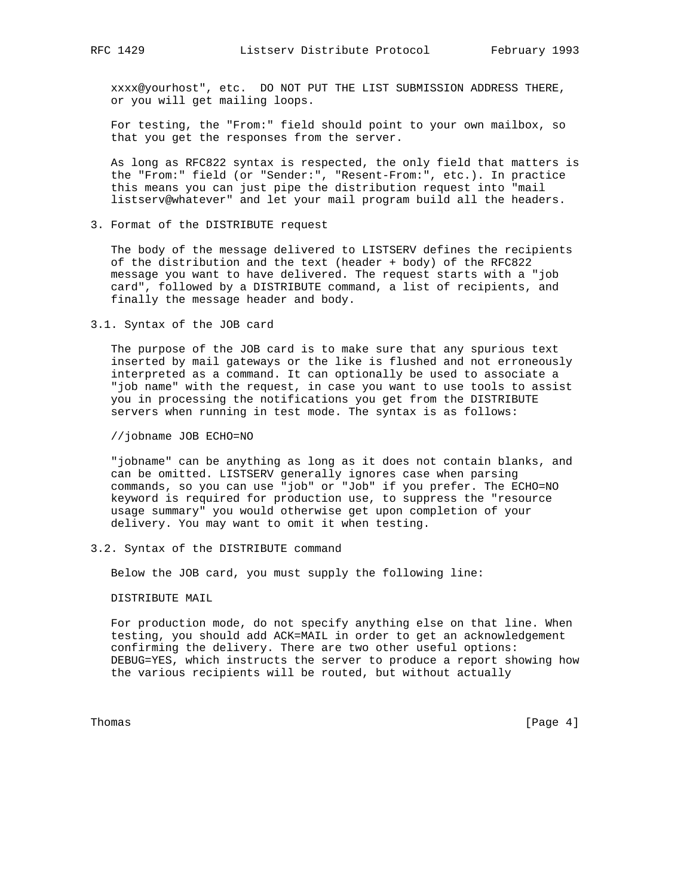xxxx@yourhost", etc.  DO NOT PUT THE LIST SUBMISSION ADDRESS THERE, or you will get mailing loops.

For testing, the "From:" field should point to your own mailbox, so that you get the responses from the server.

As long as RFC822 syntax is respected, the only field that matters is the "From:" field (or "Sender:", "Resent-From:", etc.). In practice this means you can just pipe the distribution request into "mail listserv@whatever" and let your mail program build all the headers.

## 3. Format of the DISTRIBUTE request

The body of the message delivered to LISTSERV defines the recipients of the distribution and the text (header + body) of the RFC822 message you want to have delivered. The request starts with a "job card", followed by a DISTRIBUTE command, a list of recipients, and finally the message header and body.

### 3.1. Syntax of the JOB card

The purpose of the JOB card is to make sure that any spurious text inserted by mail gateways or the like is flushed and not erroneously interpreted as a command. It can optionally be used to associate a "job name" with the request, in case you want to use tools to assist you in processing the notifications you get from the DISTRIBUTE servers when running in test mode. The syntax is as follows:

```
//jobname JOB ECHO=NO
```

"jobname" can be anything as long as it does not contain blanks, and can be omitted. LISTSERV generally ignores case when parsing commands, so you can use "job" or "Job" if you prefer. The ECHO=NO keyword is required for production use, to suppress the "resource usage summary" you would otherwise get upon completion of your delivery. You may want to omit it when testing.

### 3.2. Syntax of the DISTRIBUTE command

Below the JOB card, you must supply the following line:

```
DISTRIBUTE MAIL
```

For production mode, do not specify anything else on that line. When testing, you should add ACK=MAIL in order to get an acknowledgement confirming the delivery. There are two other useful options: DEBUG=YES, which instructs the server to produce a report showing how the various recipients will be routed, but without actually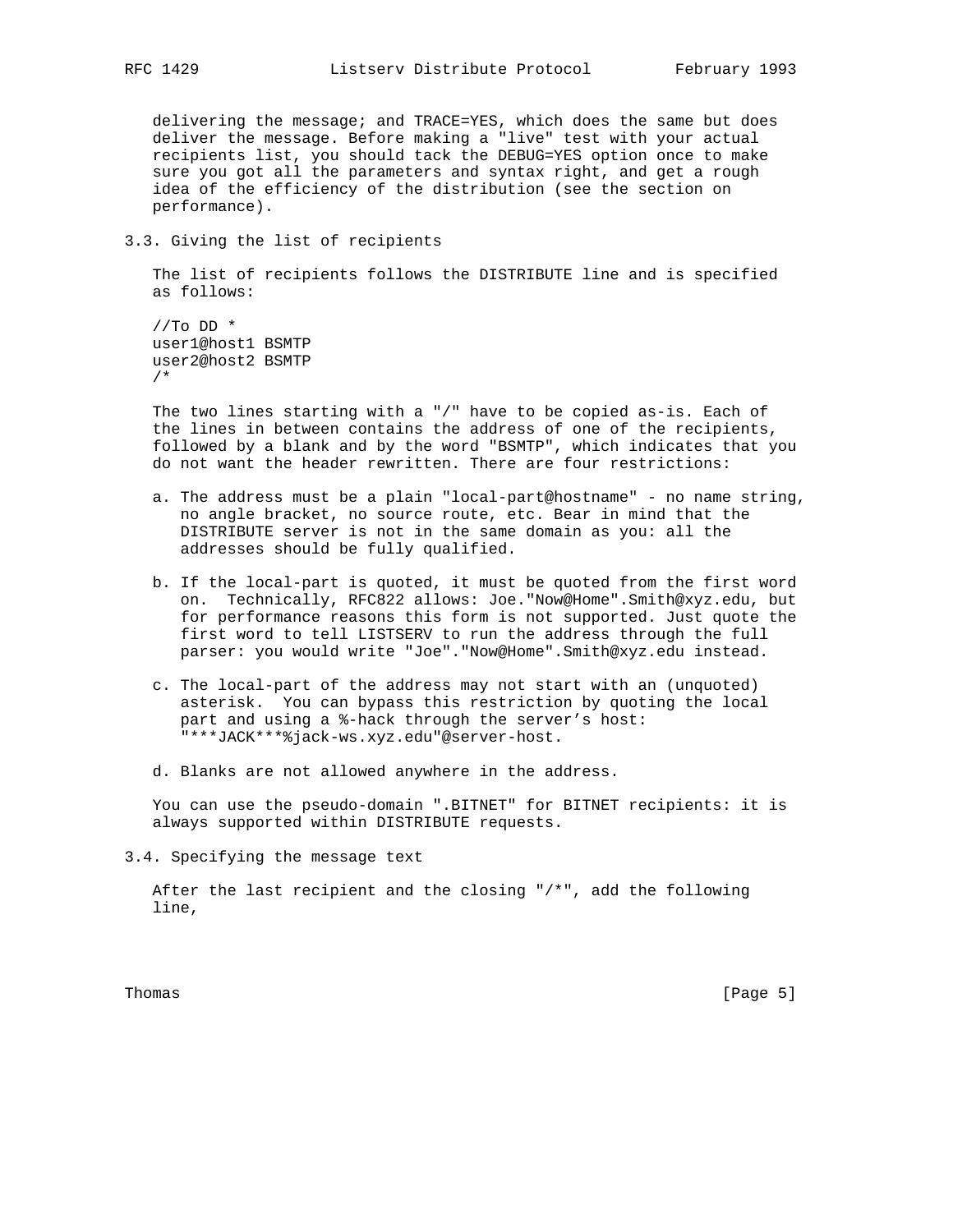delivering the message; and TRACE=YES, which does the same but does deliver the message. Before making a "live" test with your actual recipients list, you should tack the DEBUG=YES option once to make sure you got all the parameters and syntax right, and get a rough idea of the efficiency of the distribution (see the section on performance).

## 3.3. Giving the list of recipients

The list of recipients follows the DISTRIBUTE line and is specified as follows:

```
//To DD *
user1@host1 BSMTP
user2@host2 BSMTP
/*
```

The two lines starting with a "/" have to be copied as-is. Each of the lines in between contains the address of one of the recipients, followed by a blank and by the word "BSMTP", which indicates that you do not want the header rewritten. There are four restrictions:

a. The address must be a plain "local-part@hostname" - no name string, no angle bracket, no source route, etc. Bear in mind that the DISTRIBUTE server is not in the same domain as you: all the addresses should be fully qualified.

b. If the local-part is quoted, it must be quoted from the first word on. Technically, RFC822 allows: Joe."Now@Home".Smith@xyz.edu, but for performance reasons this form is not supported. Just quote the first word to tell LISTSERV to run the address through the full parser: you would write "Joe"."Now@Home".Smith@xyz.edu instead.

c. The local-part of the address may not start with an (unquoted) asterisk. You can bypass this restriction by quoting the local part and using a %-hack through the server's host: "***JACK***%jack-ws.xyz.edu"@server-host.

d. Blanks are not allowed anywhere in the address.

You can use the pseudo-domain ".BITNET" for BITNET recipients: it is always supported within DISTRIBUTE requests.

## 3.4. Specifying the message text

After the last recipient and the closing "/*", add the following line,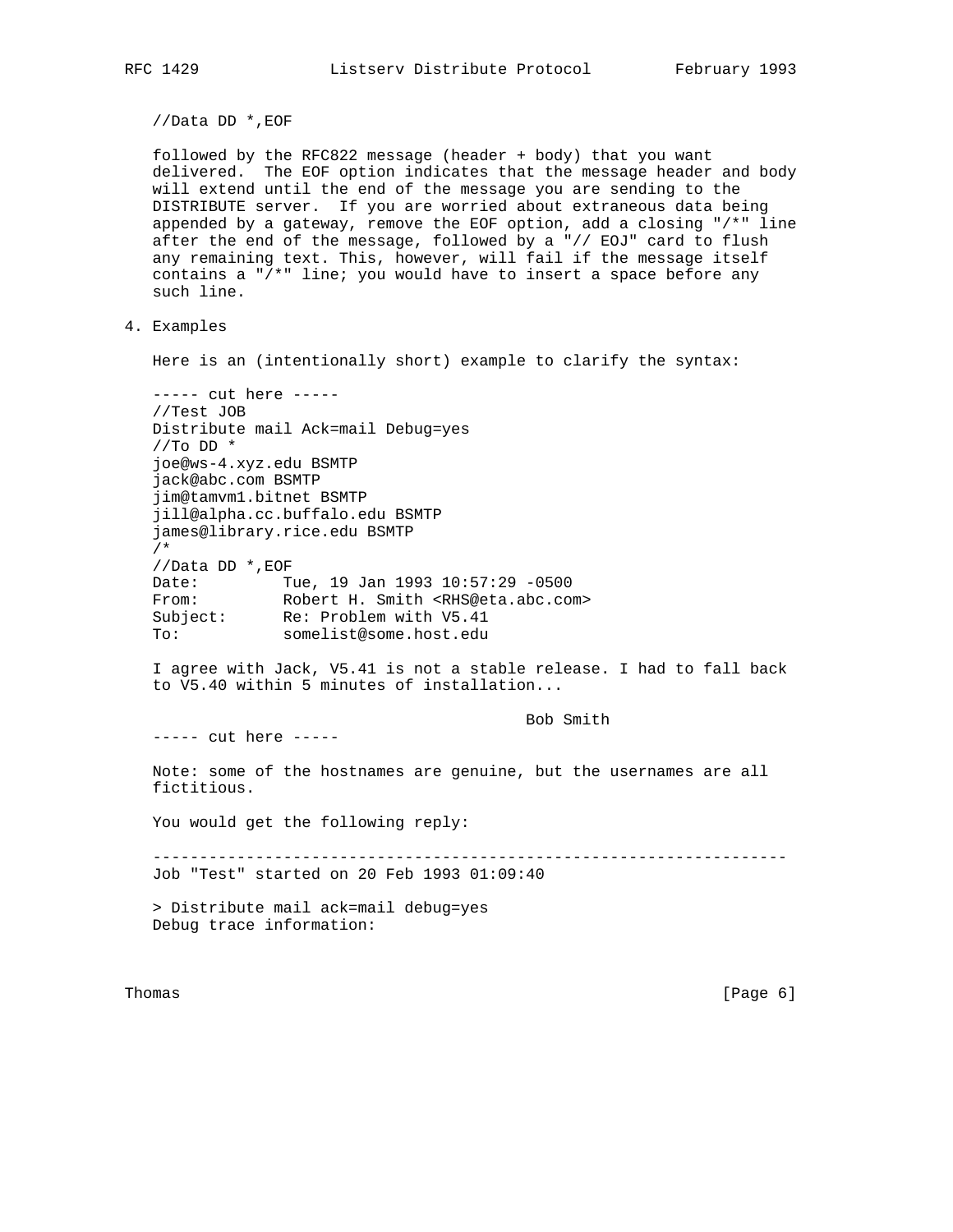```
//Data DD *,EOF
```

followed by the RFC822 message (header + body) that you want delivered. The EOF option indicates that the message header and body will extend until the end of the message you are sending to the DISTRIBUTE server. If you are worried about extraneous data being appended by a gateway, remove the EOF option, add a closing "/*" line after the end of the message, followed by a "// EOJ" card to flush any remaining text. This, however, will fail if the message itself contains a "/*" line; you would have to insert a space before any such line.

## 4. Examples

Here is an (intentionally short) example to clarify the syntax:

```
----- cut here -----
//Test JOB
Distribute mail Ack=mail Debug=yes
//To DD *
joe@ws-4.xyz.edu BSMTP
jack@abc.com BSMTP
jim@tamvm1.bitnet BSMTP
jill@alpha.cc.buffalo.edu BSMTP
james@library.rice.edu BSMTP
/*
//Data DD *,EOF
Date:         Tue, 19 Jan 1993 10:57:29 -0500
From:         Robert H. Smith <RHS@eta.abc.com>
Subject:      Re: Problem with V5.41
To:           somelist@some.host.edu

I agree with Jack, V5.41 is not a stable release. I had to fall back
to V5.40 within 5 minutes of installation...

                                        Bob Smith
----- cut here -----
```

Note: some of the hostnames are genuine, but the usernames are all fictitious.

You would get the following reply:

```
--------------------------------------------------------------------
Job "Test" started on 20 Feb 1993 01:09:40

> Distribute mail ack=mail debug=yes
Debug trace information:
```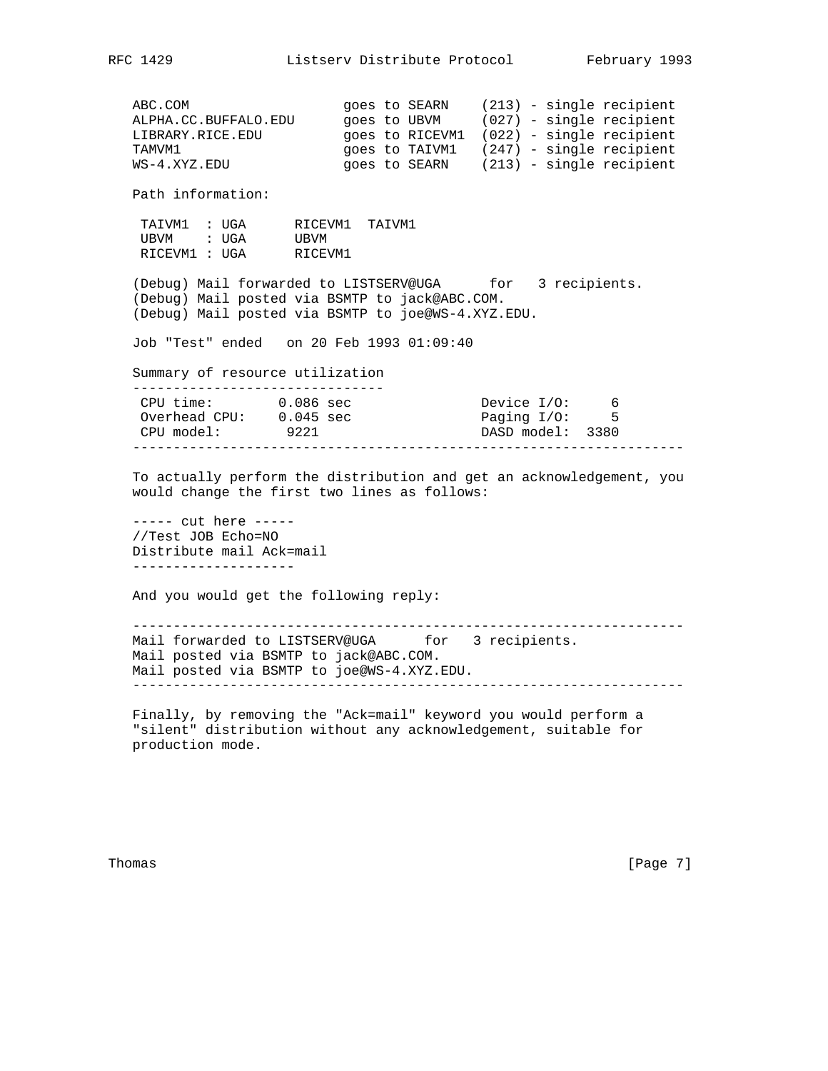```
ABC.COM                   goes to SEARN    (213) - single recipient
ALPHA.CC.BUFFALO.EDU      goes to UBVM     (027) - single recipient
LIBRARY.RICE.EDU          goes to RICEVM1  (022) - single recipient
TAMVM1                    goes to TAIVM1   (247) - single recipient
WS-4.XYZ.EDU              goes to SEARN    (213) - single recipient

Path information:

 TAIVM1  : UGA      RICEVM1  TAIVM1
 UBVM    : UGA      UBVM
 RICEVM1 : UGA      RICEVM1

(Debug) Mail forwarded to LISTSERV@UGA      for   3 recipients.
(Debug) Mail posted via BSMTP to jack@ABC.COM.
(Debug) Mail posted via BSMTP to joe@WS-4.XYZ.EDU.

Job "Test" ended   on 20 Feb 1993 01:09:40

Summary of resource utilization
-------------------------------
 CPU time:        0.086 sec              Device I/O:     6
 Overhead CPU:    0.045 sec              Paging I/O:     5
 CPU model:        9221                  DASD model:  3380
-------------------------------------------------------------------
```

To actually perform the distribution and get an acknowledgement, you would change the first two lines as follows:

```
----- cut here -----
//Test JOB Echo=NO
Distribute mail Ack=mail
--------------------
```

And you would get the following reply:

```
-------------------------------------------------------------------
Mail forwarded to LISTSERV@UGA      for   3 recipients.
Mail posted via BSMTP to jack@ABC.COM.
Mail posted via BSMTP to joe@WS-4.XYZ.EDU.
-------------------------------------------------------------------
```

Finally, by removing the "Ack=mail" keyword you would perform a "silent" distribution without any acknowledgement, suitable for production mode.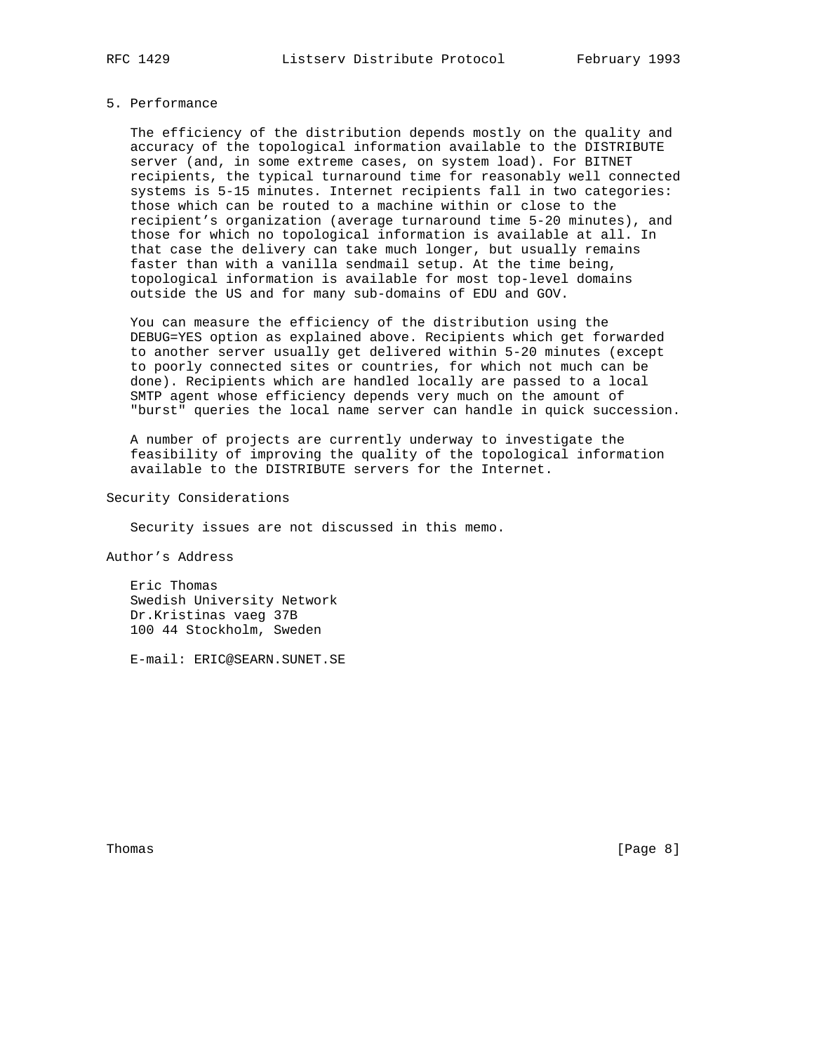## 5. Performance

The efficiency of the distribution depends mostly on the quality and accuracy of the topological information available to the DISTRIBUTE server (and, in some extreme cases, on system load). For BITNET recipients, the typical turnaround time for reasonably well connected systems is 5-15 minutes. Internet recipients fall in two categories: those which can be routed to a machine within or close to the recipient's organization (average turnaround time 5-20 minutes), and those for which no topological information is available at all. In that case the delivery can take much longer, but usually remains faster than with a vanilla sendmail setup. At the time being, topological information is available for most top-level domains outside the US and for many sub-domains of EDU and GOV.

You can measure the efficiency of the distribution using the DEBUG=YES option as explained above. Recipients which get forwarded to another server usually get delivered within 5-20 minutes (except to poorly connected sites or countries, for which not much can be done). Recipients which are handled locally are passed to a local SMTP agent whose efficiency depends very much on the amount of "burst" queries the local name server can handle in quick succession.

A number of projects are currently underway to investigate the feasibility of improving the quality of the topological information available to the DISTRIBUTE servers for the Internet.

## Security Considerations

Security issues are not discussed in this memo.

## Author's Address

Eric Thomas
Swedish University Network
Dr.Kristinas vaeg 37B
100 44 Stockholm, Sweden

E-mail: ERIC@SEARN.SUNET.SE